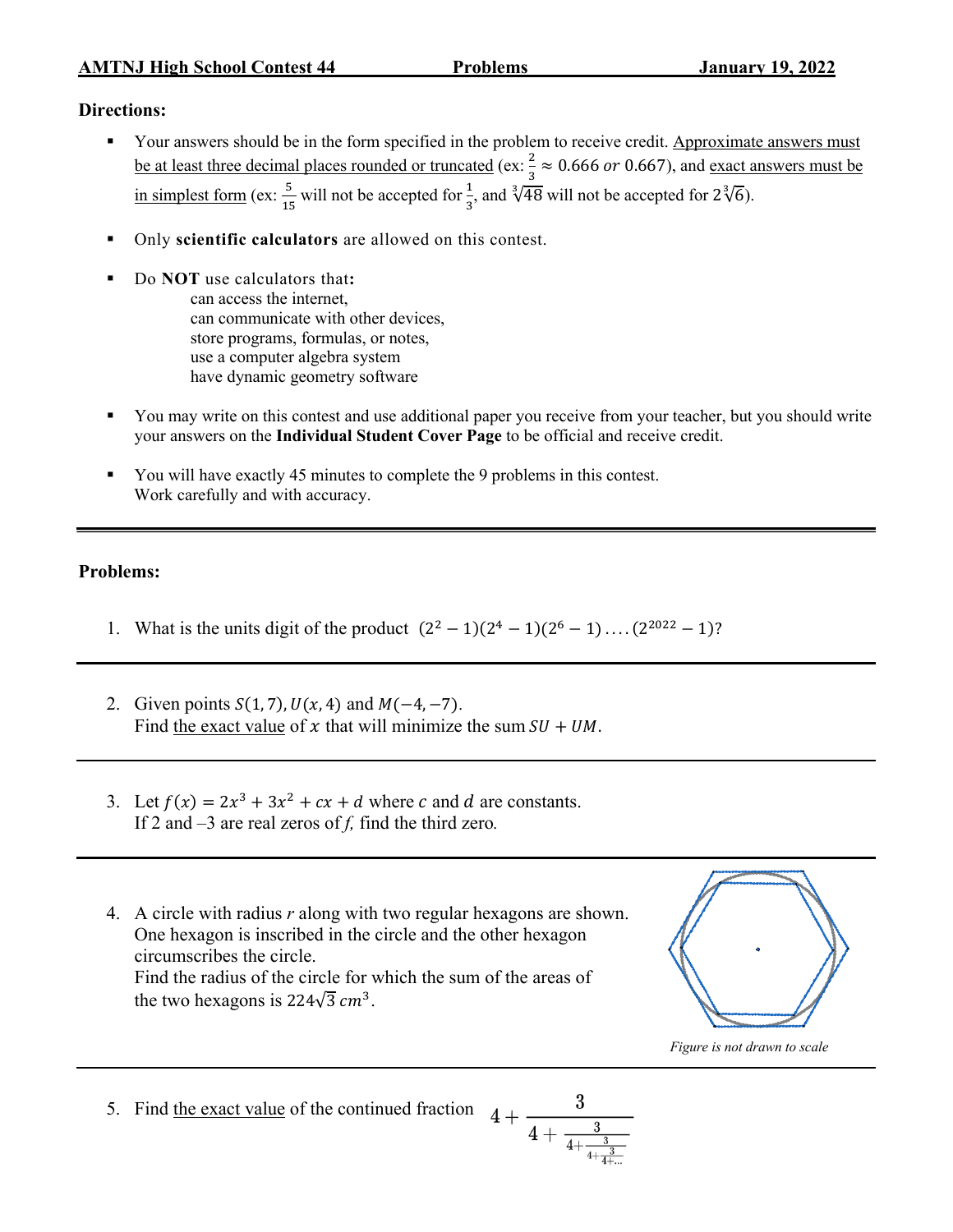**AMTNJ High School Contest 44** **Problems** **January 19, 2022**

**Directions:**

- Your answers should be in the form specified in the problem to receive credit. Approximate answers must be at least three decimal places rounded or truncated (ex: $\frac{2}{3} \approx 0.666$ *or* $0.667$), and exact answers must be in simplest form (ex: $\frac{5}{15}$ will not be accepted for $\frac{1}{3}$, and $\sqrt[3]{48}$ will not be accepted for $2\sqrt[3]{6}$).
- Only **scientific calculators** are allowed on this contest.
- Do **NOT** use calculators that**:**
  - can access the internet,
  - can communicate with other devices,
  - store programs, formulas, or notes,
  - use a computer algebra system
  - have dynamic geometry software
- You may write on this contest and use additional paper you receive from your teacher, but you should write your answers on the **Individual Student Cover Page** to be official and receive credit.
- You will have exactly 45 minutes to complete the 9 problems in this contest. Work carefully and with accuracy.

---

**Problems:**

1. What is the units digit of the product $(2^2 - 1)(2^4 - 1)(2^6 - 1) \ldots (2^{2022} - 1)$?

---

2. Given points $S(1, 7), U(x, 4)$ and $M(-4, -7)$.
   Find the exact value of $x$ that will minimize the sum $SU + UM$.

---

3. Let $f(x) = 2x^3 + 3x^2 + cx + d$ where $c$ and $d$ are constants.
   If 2 and –3 are real zeros of $f$, find the third zero.

---

4. A circle with radius $r$ along with two regular hexagons are shown.
   One hexagon is inscribed in the circle and the other hexagon circumscribes the circle.
   Find the radius of the circle for which the sum of the areas of the two hexagons is $224\sqrt{3}\ cm^3$.

   *Figure is not drawn to scale*

---

5. Find the exact value of the continued fraction $4 + \cfrac{3}{4 + \cfrac{3}{4 + \cfrac{3}{4 + \cfrac{3}{4 + \ldots}}}}$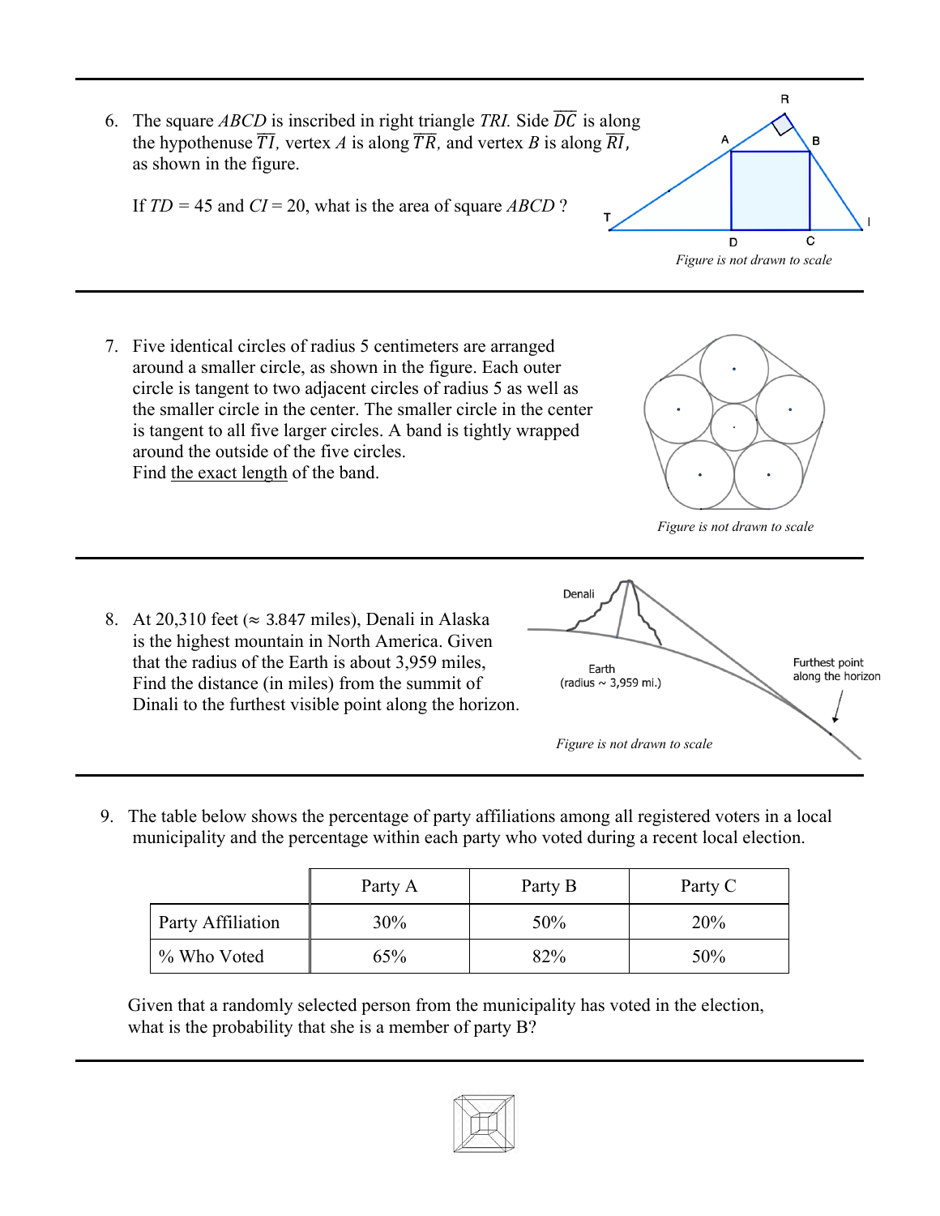6. The square $ABCD$ is inscribed in right triangle $TRI$. Side $\overline{DC}$ is along the hypothenuse $\overline{TI}$, vertex $A$ is along $\overline{TR}$, and vertex $B$ is along $\overline{RI}$, as shown in the figure.

   If $TD = 45$ and $CI = 20$, what is the area of square $ABCD$ ?

R

A

B

T

I

D

C

*Figure is not drawn to scale*

---

7. Five identical circles of radius 5 centimeters are arranged around a smaller circle, as shown in the figure. Each outer circle is tangent to two adjacent circles of radius 5 as well as the smaller circle in the center. The smaller circle in the center is tangent to all five larger circles. A band is tightly wrapped around the outside of the five circles.
   Find <u>the exact length</u> of the band.

*Figure is not drawn to scale*

---

8. At 20,310 feet ($\approx$ 3.847 miles), Denali in Alaska is the highest mountain in North America. Given that the radius of the Earth is about 3,959 miles, Find the distance (in miles) from the summit of Dinali to the furthest visible point along the horizon.

Denali

Earth
(radius ~ 3,959 mi.)

Furthest point
along the horizon

*Figure is not drawn to scale*

---

9. The table below shows the percentage of party affiliations among all registered voters in a local municipality and the percentage within each party who voted during a recent local election.

| | Party A | Party B | Party C |
|---|---|---|---|
| Party Affiliation | 30% | 50% | 20% |
| % Who Voted | 65% | 82% | 50% |

Given that a randomly selected person from the municipality has voted in the election, what is the probability that she is a member of party B?